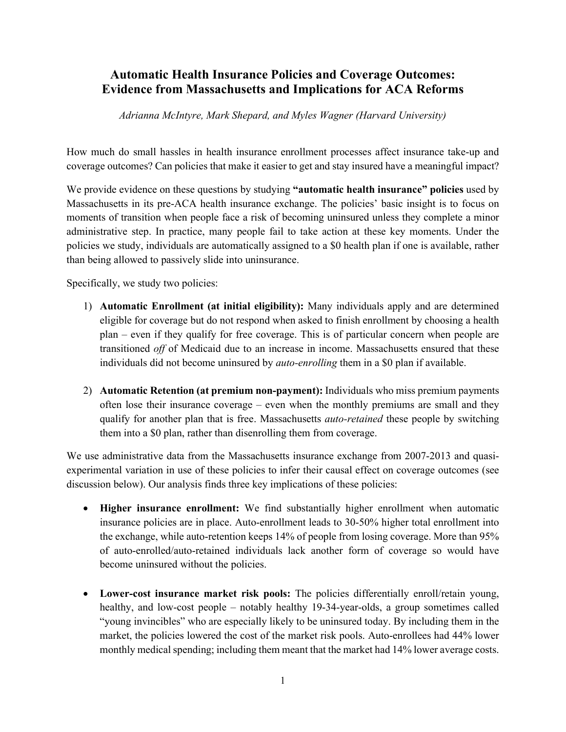# Automatic Health Insurance Policies and Coverage Outcomes: Evidence from Massachusetts and Implications for ACA Reforms

*Adrianna McIntyre, Mark Shepard, and Myles Wagner (Harvard University)*

How much do small hassles in health insurance enrollment processes affect insurance take-up and coverage outcomes? Can policies that make it easier to get and stay insured have a meaningful impact?

We provide evidence on these questions by studying **"automatic health insurance" policies** used by Massachusetts in its pre-ACA health insurance exchange. The policies' basic insight is to focus on moments of transition when people face a risk of becoming uninsured unless they complete a minor administrative step. In practice, many people fail to take action at these key moments. Under the policies we study, individuals are automatically assigned to a $0 health plan if one is available, rather than being allowed to passively slide into uninsurance.

Specifically, we study two policies:

1) **Automatic Enrollment (at initial eligibility):** Many individuals apply and are determined eligible for coverage but do not respond when asked to finish enrollment by choosing a health plan – even if they qualify for free coverage. This is of particular concern when people are transitioned *off* of Medicaid due to an increase in income. Massachusetts ensured that these individuals did not become uninsured by *auto-enrolling* them in a $0 plan if available.

2) **Automatic Retention (at premium non-payment):** Individuals who miss premium payments often lose their insurance coverage – even when the monthly premiums are small and they qualify for another plan that is free. Massachusetts *auto-retained* these people by switching them into a $0 plan, rather than disenrolling them from coverage.

We use administrative data from the Massachusetts insurance exchange from 2007-2013 and quasi-experimental variation in use of these policies to infer their causal effect on coverage outcomes (see discussion below). Our analysis finds three key implications of these policies:

- **Higher insurance enrollment:** We find substantially higher enrollment when automatic insurance policies are in place. Auto-enrollment leads to 30-50% higher total enrollment into the exchange, while auto-retention keeps 14% of people from losing coverage. More than 95% of auto-enrolled/auto-retained individuals lack another form of coverage so would have become uninsured without the policies.

- **Lower-cost insurance market risk pools:** The policies differentially enroll/retain young, healthy, and low-cost people – notably healthy 19-34-year-olds, a group sometimes called "young invincibles" who are especially likely to be uninsured today. By including them in the market, the policies lowered the cost of the market risk pools. Auto-enrollees had 44% lower monthly medical spending; including them meant that the market had 14% lower average costs.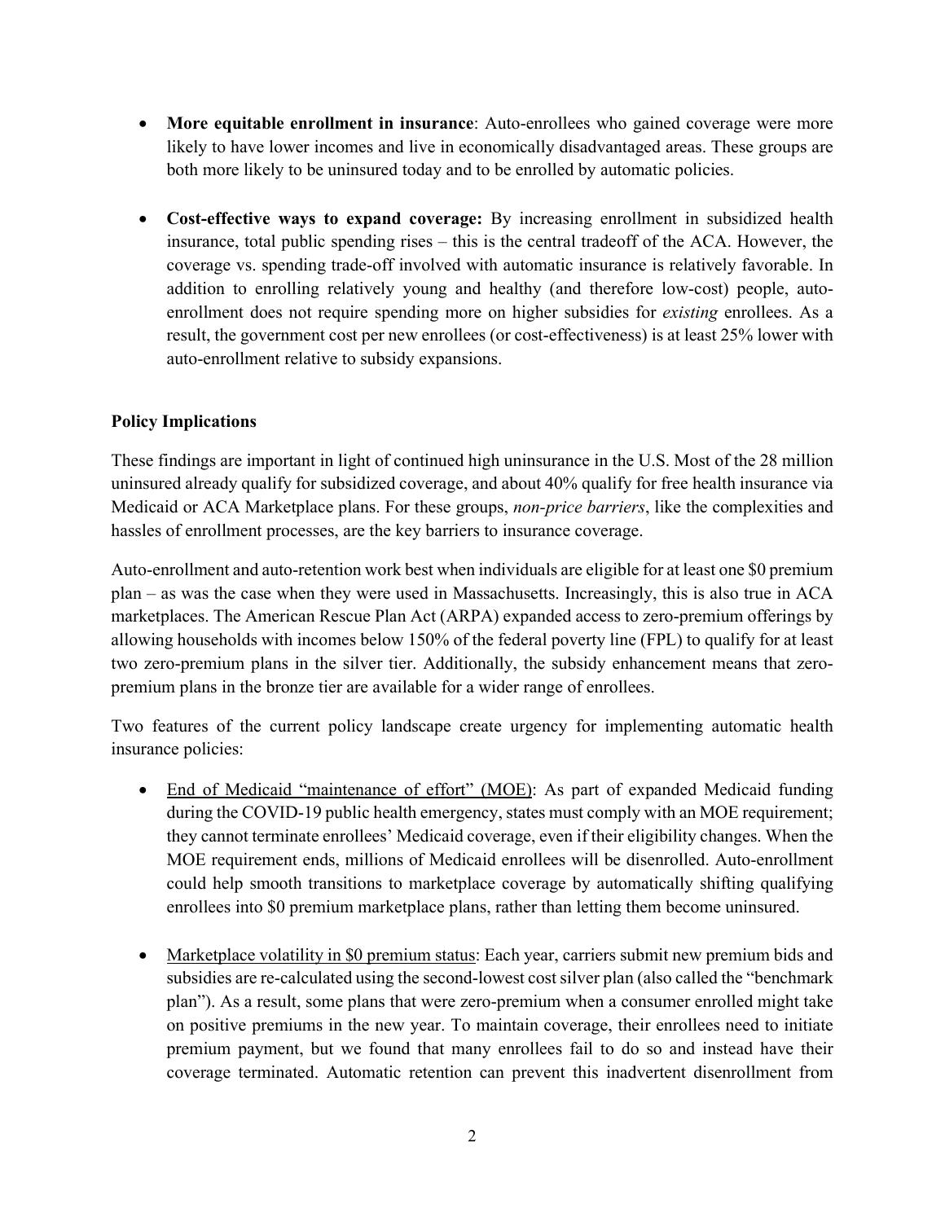- **More equitable enrollment in insurance**: Auto-enrollees who gained coverage were more likely to have lower incomes and live in economically disadvantaged areas. These groups are both more likely to be uninsured today and to be enrolled by automatic policies.

- **Cost-effective ways to expand coverage:** By increasing enrollment in subsidized health insurance, total public spending rises – this is the central tradeoff of the ACA. However, the coverage vs. spending trade-off involved with automatic insurance is relatively favorable. In addition to enrolling relatively young and healthy (and therefore low-cost) people, auto-enrollment does not require spending more on higher subsidies for *existing* enrollees. As a result, the government cost per new enrollees (or cost-effectiveness) is at least 25% lower with auto-enrollment relative to subsidy expansions.

**Policy Implications**

These findings are important in light of continued high uninsurance in the U.S. Most of the 28 million uninsured already qualify for subsidized coverage, and about 40% qualify for free health insurance via Medicaid or ACA Marketplace plans. For these groups, *non-price barriers*, like the complexities and hassles of enrollment processes, are the key barriers to insurance coverage.

Auto-enrollment and auto-retention work best when individuals are eligible for at least one $0 premium plan – as was the case when they were used in Massachusetts. Increasingly, this is also true in ACA marketplaces. The American Rescue Plan Act (ARPA) expanded access to zero-premium offerings by allowing households with incomes below 150% of the federal poverty line (FPL) to qualify for at least two zero-premium plans in the silver tier. Additionally, the subsidy enhancement means that zero-premium plans in the bronze tier are available for a wider range of enrollees.

Two features of the current policy landscape create urgency for implementing automatic health insurance policies:

- <u>End of Medicaid "maintenance of effort" (MOE)</u>: As part of expanded Medicaid funding during the COVID-19 public health emergency, states must comply with an MOE requirement; they cannot terminate enrollees' Medicaid coverage, even if their eligibility changes. When the MOE requirement ends, millions of Medicaid enrollees will be disenrolled. Auto-enrollment could help smooth transitions to marketplace coverage by automatically shifting qualifying enrollees into $0 premium marketplace plans, rather than letting them become uninsured.

- <u>Marketplace volatility in $0 premium status</u>: Each year, carriers submit new premium bids and subsidies are re-calculated using the second-lowest cost silver plan (also called the "benchmark plan"). As a result, some plans that were zero-premium when a consumer enrolled might take on positive premiums in the new year. To maintain coverage, their enrollees need to initiate premium payment, but we found that many enrollees fail to do so and instead have their coverage terminated. Automatic retention can prevent this inadvertent disenrollment from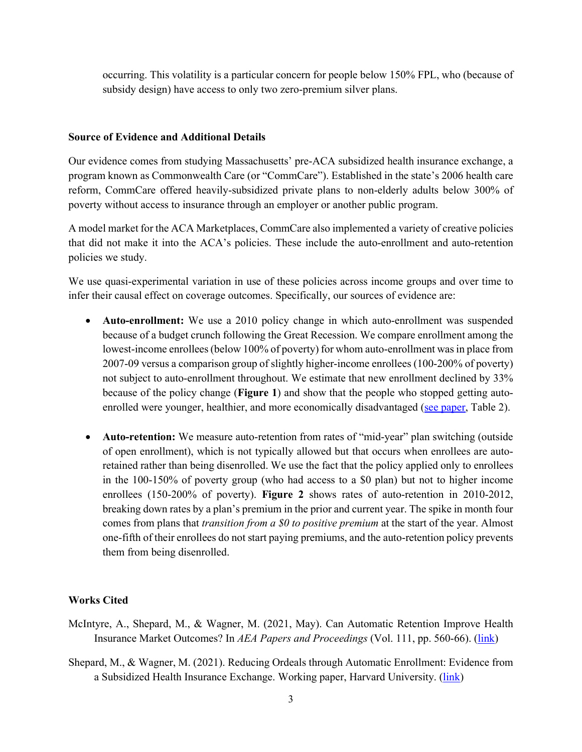occurring. This volatility is a particular concern for people below 150% FPL, who (because of subsidy design) have access to only two zero-premium silver plans.

### Source of Evidence and Additional Details

Our evidence comes from studying Massachusetts' pre-ACA subsidized health insurance exchange, a program known as Commonwealth Care (or "CommCare"). Established in the state's 2006 health care reform, CommCare offered heavily-subsidized private plans to non-elderly adults below 300% of poverty without access to insurance through an employer or another public program.

A model market for the ACA Marketplaces, CommCare also implemented a variety of creative policies that did not make it into the ACA's policies. These include the auto-enrollment and auto-retention policies we study.

We use quasi-experimental variation in use of these policies across income groups and over time to infer their causal effect on coverage outcomes. Specifically, our sources of evidence are:

- **Auto-enrollment:** We use a 2010 policy change in which auto-enrollment was suspended because of a budget crunch following the Great Recession. We compare enrollment among the lowest-income enrollees (below 100% of poverty) for whom auto-enrollment was in place from 2007-09 versus a comparison group of slightly higher-income enrollees (100-200% of poverty) not subject to auto-enrollment throughout. We estimate that new enrollment declined by 33% because of the policy change (**Figure 1**) and show that the people who stopped getting auto-enrolled were younger, healthier, and more economically disadvantaged (see paper, Table 2).

- **Auto-retention:** We measure auto-retention from rates of "mid-year" plan switching (outside of open enrollment), which is not typically allowed but that occurs when enrollees are auto-retained rather than being disenrolled. We use the fact that the policy applied only to enrollees in the 100-150% of poverty group (who had access to a $0 plan) but not to higher income enrollees (150-200% of poverty). **Figure 2** shows rates of auto-retention in 2010-2012, breaking down rates by a plan's premium in the prior and current year. The spike in month four comes from plans that *transition from a $0 to positive premium* at the start of the year. Almost one-fifth of their enrollees do not start paying premiums, and the auto-retention policy prevents them from being disenrolled.

### Works Cited

McIntyre, A., Shepard, M., & Wagner, M. (2021, May). Can Automatic Retention Improve Health Insurance Market Outcomes? In *AEA Papers and Proceedings* (Vol. 111, pp. 560-66). (link)

Shepard, M., & Wagner, M. (2021). Reducing Ordeals through Automatic Enrollment: Evidence from a Subsidized Health Insurance Exchange. Working paper, Harvard University. (link)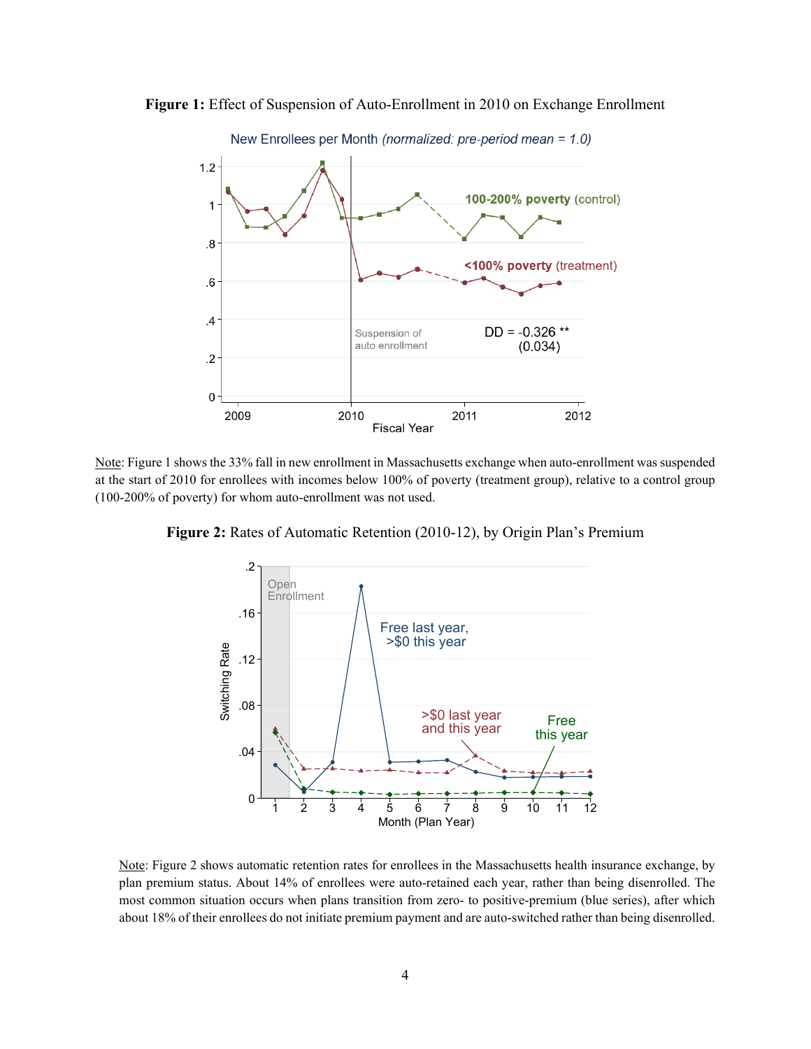**Figure 1:** Effect of Suspension of Auto-Enrollment in 2010 on Exchange Enrollment

New Enrollees per Month *(normalized: pre-period mean = 1.0)*

1.2
1
.8
.6
.4
.2
0

2009
2010
2011
2012

Fiscal Year

**100-200% poverty** (control)

**<100% poverty** (treatment)

Suspension of auto enrollment

DD = -0.326 **
(0.034)

Note: Figure 1 shows the 33% fall in new enrollment in Massachusetts exchange when auto-enrollment was suspended at the start of 2010 for enrollees with incomes below 100% of poverty (treatment group), relative to a control group (100-200% of poverty) for whom auto-enrollment was not used.

**Figure 2:** Rates of Automatic Retention (2010-12), by Origin Plan's Premium

Switching Rate

.2
.16
.12
.08
.04
0

Open Enrollment

Free last year, >$0 this year

>$0 last year and this year

Free this year

1 2 3 4 5 6 7 8 9 10 11 12

Month (Plan Year)

Note: Figure 2 shows automatic retention rates for enrollees in the Massachusetts health insurance exchange, by plan premium status. About 14% of enrollees were auto-retained each year, rather than being disenrolled. The most common situation occurs when plans transition from zero- to positive-premium (blue series), after which about 18% of their enrollees do not initiate premium payment and are auto-switched rather than being disenrolled.